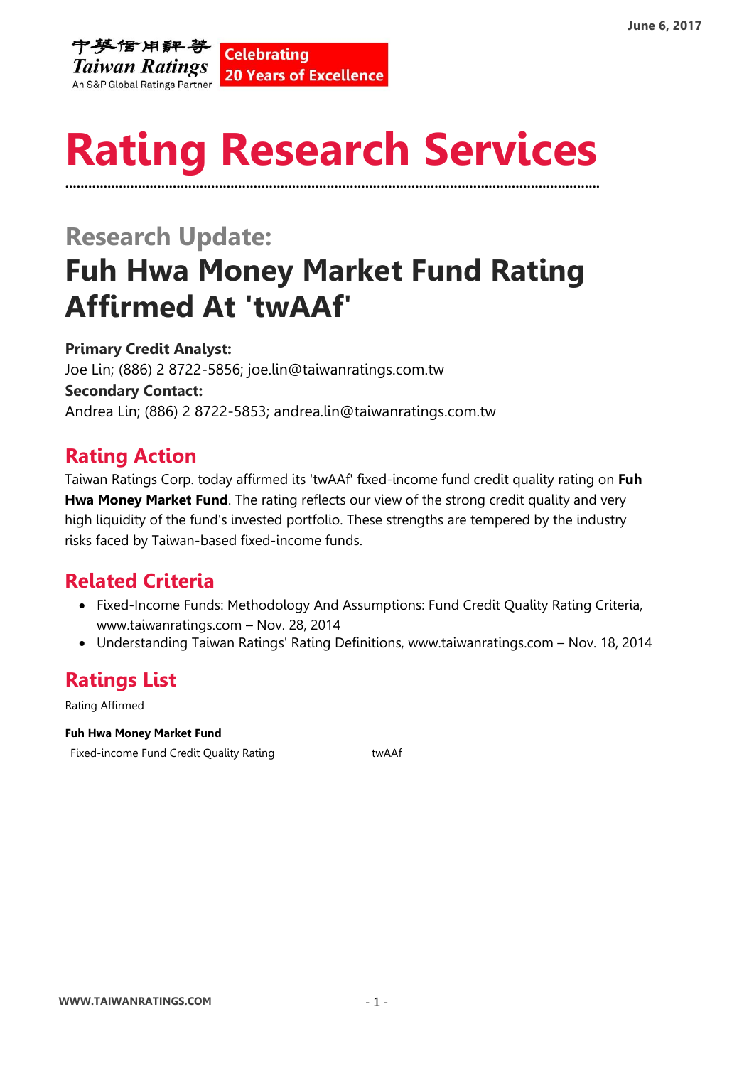June 6, 2017

中華信用評等 Taiwan Ratings
An S&P Global Ratings Partner

Celebrating 20 Years of Excellence

# Rating Research Services

## Research Update:

# Fuh Hwa Money Market Fund Rating Affirmed At 'twAAf'

**Primary Credit Analyst:**
Joe Lin; (886) 2 8722-5856; joe.lin@taiwanratings.com.tw
**Secondary Contact:**
Andrea Lin; (886) 2 8722-5853; andrea.lin@taiwanratings.com.tw

## Rating Action

Taiwan Ratings Corp. today affirmed its 'twAAf' fixed-income fund credit quality rating on **Fuh Hwa Money Market Fund**. The rating reflects our view of the strong credit quality and very high liquidity of the fund's invested portfolio. These strengths are tempered by the industry risks faced by Taiwan-based fixed-income funds.

## Related Criteria

- Fixed-Income Funds: Methodology And Assumptions: Fund Credit Quality Rating Criteria, www.taiwanratings.com – Nov. 28, 2014
- Understanding Taiwan Ratings' Rating Definitions, www.taiwanratings.com – Nov. 18, 2014

## Ratings List

Rating Affirmed

**Fuh Hwa Money Market Fund**

| | |
|---|---|
| Fixed-income Fund Credit Quality Rating | twAAf |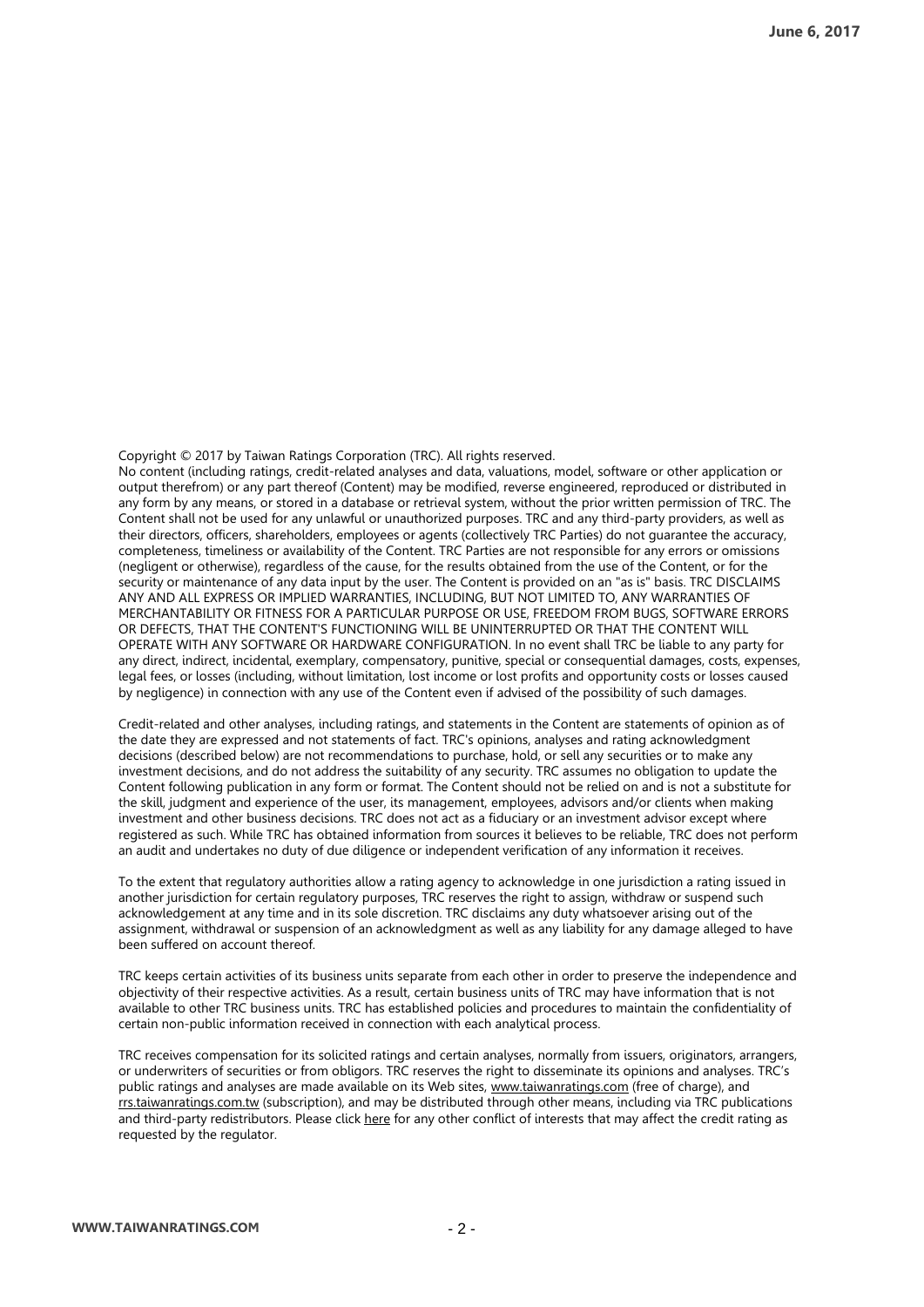Copyright © 2017 by Taiwan Ratings Corporation (TRC). All rights reserved.
No content (including ratings, credit-related analyses and data, valuations, model, software or other application or output therefrom) or any part thereof (Content) may be modified, reverse engineered, reproduced or distributed in any form by any means, or stored in a database or retrieval system, without the prior written permission of TRC. The Content shall not be used for any unlawful or unauthorized purposes. TRC and any third-party providers, as well as their directors, officers, shareholders, employees or agents (collectively TRC Parties) do not guarantee the accuracy, completeness, timeliness or availability of the Content. TRC Parties are not responsible for any errors or omissions (negligent or otherwise), regardless of the cause, for the results obtained from the use of the Content, or for the security or maintenance of any data input by the user. The Content is provided on an "as is" basis. TRC DISCLAIMS ANY AND ALL EXPRESS OR IMPLIED WARRANTIES, INCLUDING, BUT NOT LIMITED TO, ANY WARRANTIES OF MERCHANTABILITY OR FITNESS FOR A PARTICULAR PURPOSE OR USE, FREEDOM FROM BUGS, SOFTWARE ERRORS OR DEFECTS, THAT THE CONTENT'S FUNCTIONING WILL BE UNINTERRUPTED OR THAT THE CONTENT WILL OPERATE WITH ANY SOFTWARE OR HARDWARE CONFIGURATION. In no event shall TRC be liable to any party for any direct, indirect, incidental, exemplary, compensatory, punitive, special or consequential damages, costs, expenses, legal fees, or losses (including, without limitation, lost income or lost profits and opportunity costs or losses caused by negligence) in connection with any use of the Content even if advised of the possibility of such damages.

Credit-related and other analyses, including ratings, and statements in the Content are statements of opinion as of the date they are expressed and not statements of fact. TRC's opinions, analyses and rating acknowledgment decisions (described below) are not recommendations to purchase, hold, or sell any securities or to make any investment decisions, and do not address the suitability of any security. TRC assumes no obligation to update the Content following publication in any form or format. The Content should not be relied on and is not a substitute for the skill, judgment and experience of the user, its management, employees, advisors and/or clients when making investment and other business decisions. TRC does not act as a fiduciary or an investment advisor except where registered as such. While TRC has obtained information from sources it believes to be reliable, TRC does not perform an audit and undertakes no duty of due diligence or independent verification of any information it receives.

To the extent that regulatory authorities allow a rating agency to acknowledge in one jurisdiction a rating issued in another jurisdiction for certain regulatory purposes, TRC reserves the right to assign, withdraw or suspend such acknowledgement at any time and in its sole discretion. TRC disclaims any duty whatsoever arising out of the assignment, withdrawal or suspension of an acknowledgment as well as any liability for any damage alleged to have been suffered on account thereof.

TRC keeps certain activities of its business units separate from each other in order to preserve the independence and objectivity of their respective activities. As a result, certain business units of TRC may have information that is not available to other TRC business units. TRC has established policies and procedures to maintain the confidentiality of certain non-public information received in connection with each analytical process.

TRC receives compensation for its solicited ratings and certain analyses, normally from issuers, originators, arrangers, or underwriters of securities or from obligors. TRC reserves the right to disseminate its opinions and analyses. TRC's public ratings and analyses are made available on its Web sites, www.taiwanratings.com (free of charge), and rrs.taiwanratings.com.tw (subscription), and may be distributed through other means, including via TRC publications and third-party redistributors. Please click here for any other conflict of interests that may affect the credit rating as requested by the regulator.